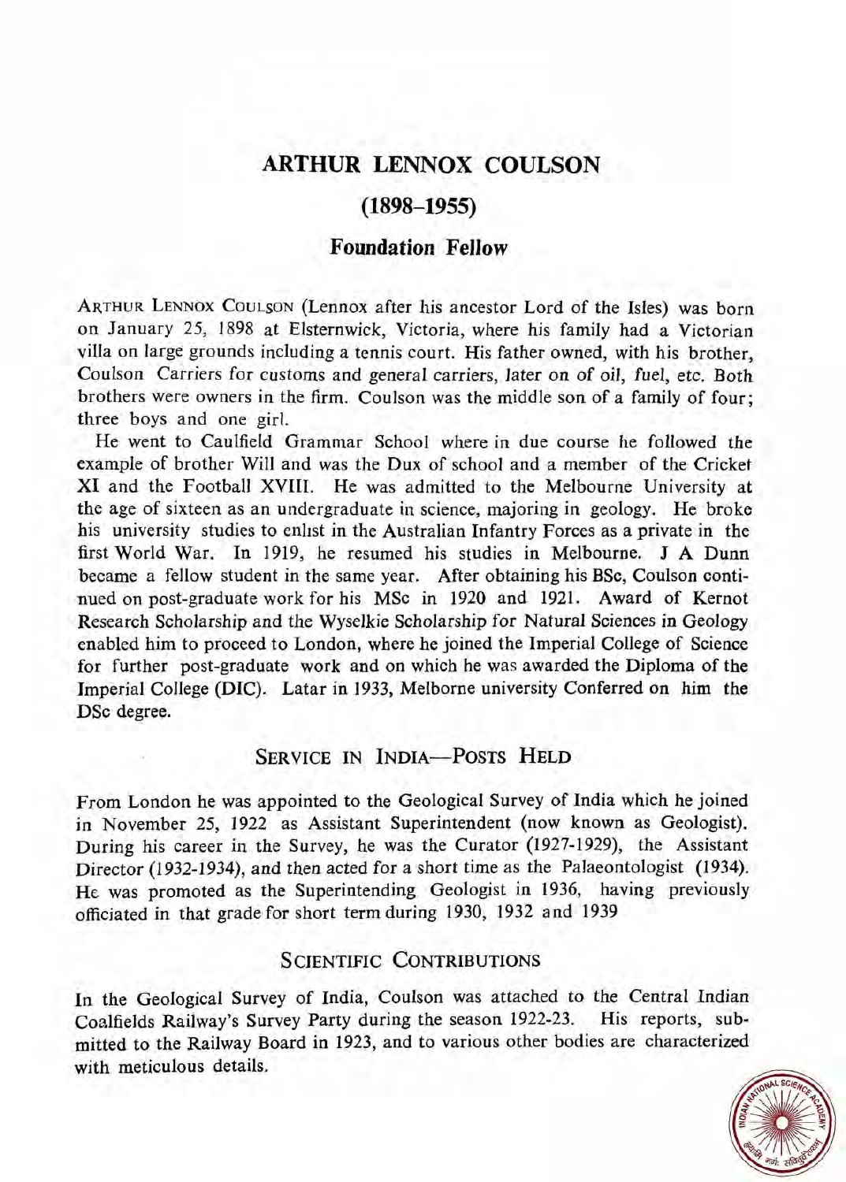# ARTHUR LENNOX COULSON

## (1898–1955)

### Foundation Fellow

ARTHUR LENNOX COULSON (Lennox after his ancestor Lord of the Isles) was born on January 25, 1898 at Elsternwick, Victoria, where his family had a Victorian villa on large grounds including a tennis court. His father owned, with his brother, Coulson Carriers for customs and general carriers, later on of oil, fuel, etc. Both brothers were owners in the firm. Coulson was the middle son of a family of four; three boys and one girl.

He went to Caulfield Grammar School where in due course he followed the example of brother Will and was the Dux of school and a member of the Cricket XI and the Football XVIII. He was admitted to the Melbourne University at the age of sixteen as an undergraduate in science, majoring in geology. He broke his university studies to enlist in the Australian Infantry Forces as a private in the first World War. In 1919, he resumed his studies in Melbourne. J A Dunn became a fellow student in the same year. After obtaining his BSc, Coulson continued on post-graduate work for his MSc in 1920 and 1921. Award of Kernot Research Scholarship and the Wyselkie Scholarship for Natural Sciences in Geology enabled him to proceed to London, where he joined the Imperial College of Science for further post-graduate work and on which he was awarded the Diploma of the Imperial College (DIC). Latar in 1933, Melborne university Conferred on him the DSc degree.

## SERVICE IN INDIA—POSTS HELD

From London he was appointed to the Geological Survey of India which he joined in November 25, 1922 as Assistant Superintendent (now known as Geologist). During his career in the Survey, he was the Curator (1927-1929), the Assistant Director (1932-1934), and then acted for a short time as the Palaeontologist (1934). He was promoted as the Superintending Geologist in 1936, having previously officiated in that grade for short term during 1930, 1932 and 1939

## SCIENTIFIC CONTRIBUTIONS

In the Geological Survey of India, Coulson was attached to the Central Indian Coalfields Railway's Survey Party during the season 1922-23. His reports, submitted to the Railway Board in 1923, and to various other bodies are characterized with meticulous details.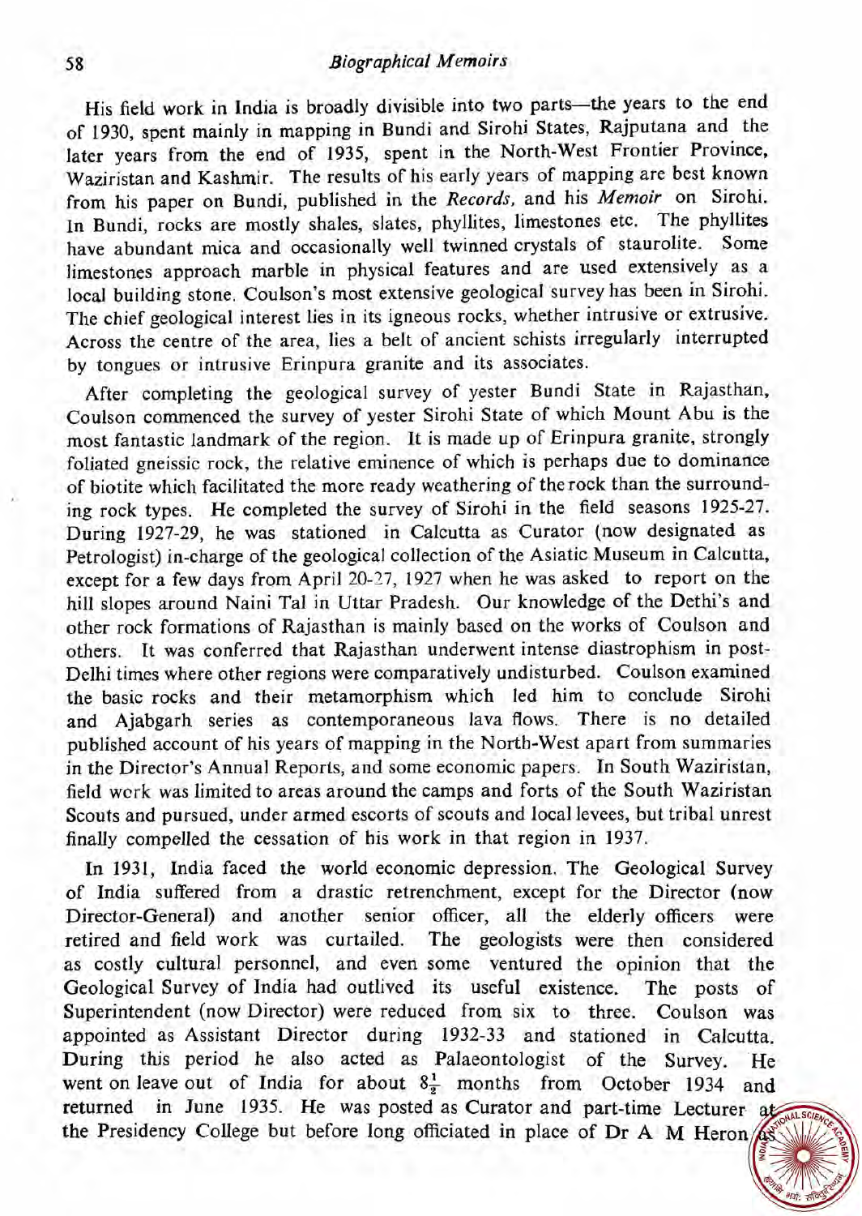His field work in India is broadly divisible into two parts—the years to the end of 1930, spent mainly in mapping in Bundi and Sirohi States, Rajputana and the later years from the end of 1935, spent in the North-West Frontier Province, Waziristan and Kashmir. The results of his early years of mapping are best known from his paper on Bundi, published in the *Records*, and his *Memoir* on Sirohi. In Bundi, rocks are mostly shales, slates, phyllites, limestones etc. The phyllites have abundant mica and occasionally well twinned crystals of staurolite. Some limestones approach marble in physical features and are used extensively as a local building stone. Coulson's most extensive geological survey has been in Sirohi. The chief geological interest lies in its igneous rocks, whether intrusive or extrusive. Across the centre of the area, lies a belt of ancient schists irregularly interrupted by tongues or intrusive Erinpura granite and its associates.

After completing the geological survey of yester Bundi State in Rajasthan, Coulson commenced the survey of yester Sirohi State of which Mount Abu is the most fantastic landmark of the region. It is made up of Erinpura granite, strongly foliated gneissic rock, the relative eminence of which is perhaps due to dominance of biotite which facilitated the more ready weathering of the rock than the surrounding rock types. He completed the survey of Sirohi in the field seasons 1925-27. During 1927-29, he was stationed in Calcutta as Curator (now designated as Petrologist) in-charge of the geological collection of the Asiatic Museum in Calcutta, except for a few days from April 20-27, 1927 when he was asked to report on the hill slopes around Naini Tal in Uttar Pradesh. Our knowledge of the Dethi's and other rock formations of Rajasthan is mainly based on the works of Coulson and others. It was conferred that Rajasthan underwent intense diastrophism in post-Delhi times where other regions were comparatively undisturbed. Coulson examined the basic rocks and their metamorphism which led him to conclude Sirohi and Ajabgarh series as contemporaneous lava flows. There is no detailed published account of his years of mapping in the North-West apart from summaries in the Director's Annual Reports, and some economic papers. In South Waziristan, field work was limited to areas around the camps and forts of the South Waziristan Scouts and pursued, under armed escorts of scouts and local levees, but tribal unrest finally compelled the cessation of his work in that region in 1937.

In 1931, India faced the world economic depression. The Geological Survey of India suffered from a drastic retrenchment, except for the Director (now Director-General) and another senior officer, all the elderly officers were retired and field work was curtailed. The geologists were then considered as costly cultural personnel, and even some ventured the opinion that the Geological Survey of India had outlived its useful existence. The posts of Superintendent (now Director) were reduced from six to three. Coulson was appointed as Assistant Director during 1932-33 and stationed in Calcutta. During this period he also acted as Palaeontologist of the Survey. He went on leave out of India for about $8\frac{1}{2}$ months from October 1934 and returned in June 1935. He was posted as Curator and part-time Lecturer at the Presidency College but before long officiated in place of Dr A M Heron as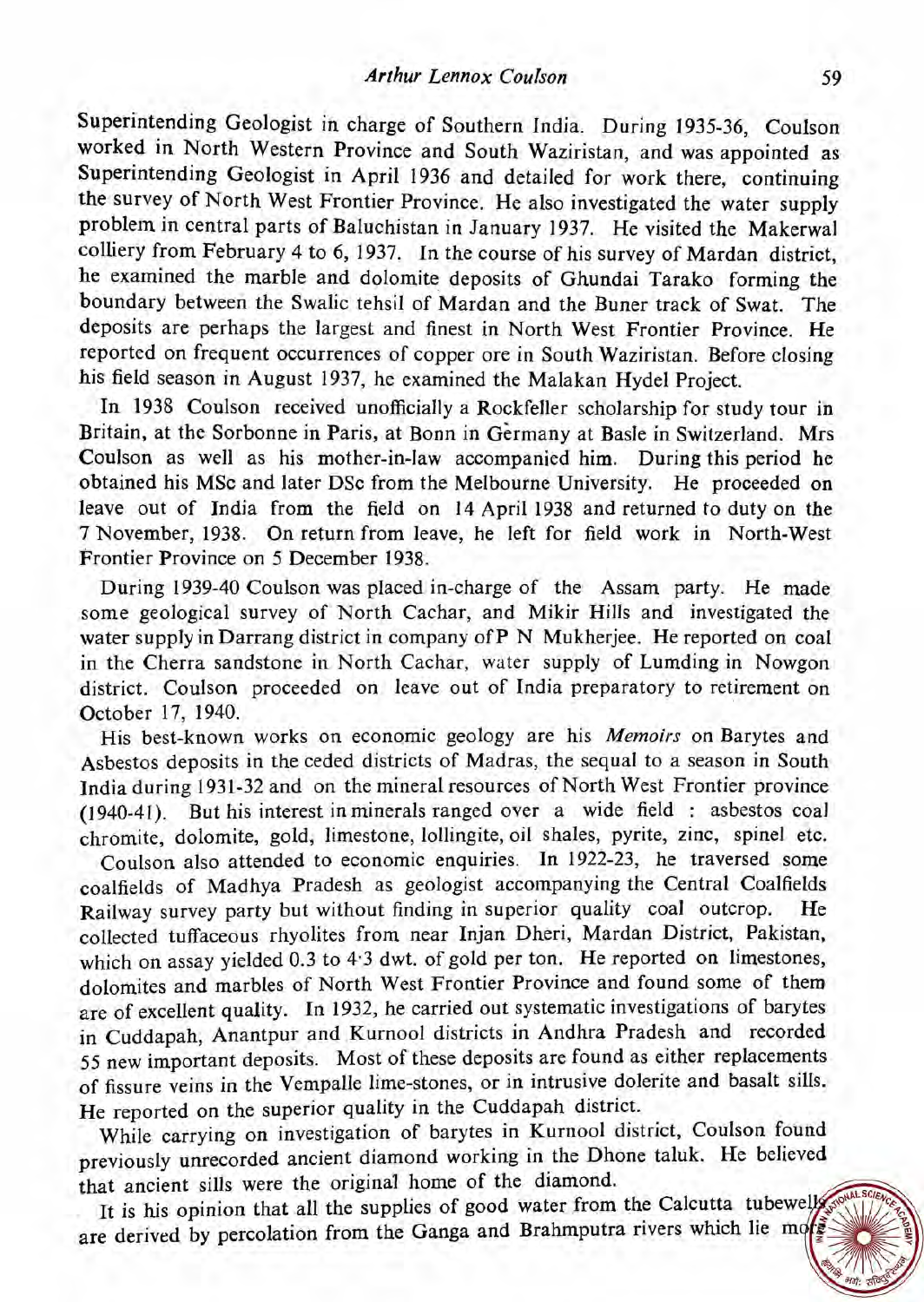Superintending Geologist in charge of Southern India. During 1935-36, Coulson worked in North Western Province and South Waziristan, and was appointed as Superintending Geologist in April 1936 and detailed for work there, continuing the survey of North West Frontier Province. He also investigated the water supply problem in central parts of Baluchistan in January 1937. He visited the Makerwal colliery from February 4 to 6, 1937. In the course of his survey of Mardan district, he examined the marble and dolomite deposits of Ghundai Tarako forming the boundary between the Swalic tehsil of Mardan and the Buner track of Swat. The deposits are perhaps the largest and finest in North West Frontier Province. He reported on frequent occurrences of copper ore in South Waziristan. Before closing his field season in August 1937, he examined the Malakan Hydel Project.

In 1938 Coulson received unofficially a Rockfeller scholarship for study tour in Britain, at the Sorbonne in Paris, at Bonn in Gèrmany at Basle in Switzerland. Mrs Coulson as well as his mother-in-law accompanied him. During this period he obtained his MSc and later DSc from the Melbourne University. He proceeded on leave out of India from the field on 14 April 1938 and returned to duty on the 7 November, 1938. On return from leave, he left for field work in North-West Frontier Province on 5 December 1938.

During 1939-40 Coulson was placed in-charge of the Assam party. He made some geological survey of North Cachar, and Mikir Hills and investigated the water supply in Darrang district in company of P N Mukherjee. He reported on coal in the Cherra sandstone in North Cachar, water supply of Lumding in Nowgon district. Coulson proceeded on leave out of India preparatory to retirement on October 17, 1940.

His best-known works on economic geology are his *Memoirs* on Barytes and Asbestos deposits in the ceded districts of Madras, the sequal to a season in South India during 1931-32 and on the mineral resources of North West Frontier province (1940-41). But his interest in minerals ranged over a wide field : asbestos coal chromite, dolomite, gold, limestone, lollingite, oil shales, pyrite, zinc, spinel etc.

Coulson also attended to economic enquiries. In 1922-23, he traversed some coalfields of Madhya Pradesh as geologist accompanying the Central Coalfields Railway survey party but without finding in superior quality coal outcrop. He collected tuffaceous rhyolites from near Injan Dheri, Mardan District, Pakistan, which on assay yielded 0.3 to 4·3 dwt. of gold per ton. He reported on limestones, dolomites and marbles of North West Frontier Province and found some of them are of excellent quality. In 1932, he carried out systematic investigations of barytes in Cuddapah, Anantpur and Kurnool districts in Andhra Pradesh and recorded 55 new important deposits. Most of these deposits are found as either replacements of fissure veins in the Vempalle lime-stones, or in intrusive dolerite and basalt sills. He reported on the superior quality in the Cuddapah district.

While carrying on investigation of barytes in Kurnool district, Coulson found previously unrecorded ancient diamond working in the Dhone taluk. He believed that ancient sills were the original home of the diamond.

It is his opinion that all the supplies of good water from the Calcutta tubewells are derived by percolation from the Ganga and Brahmputra rivers which lie more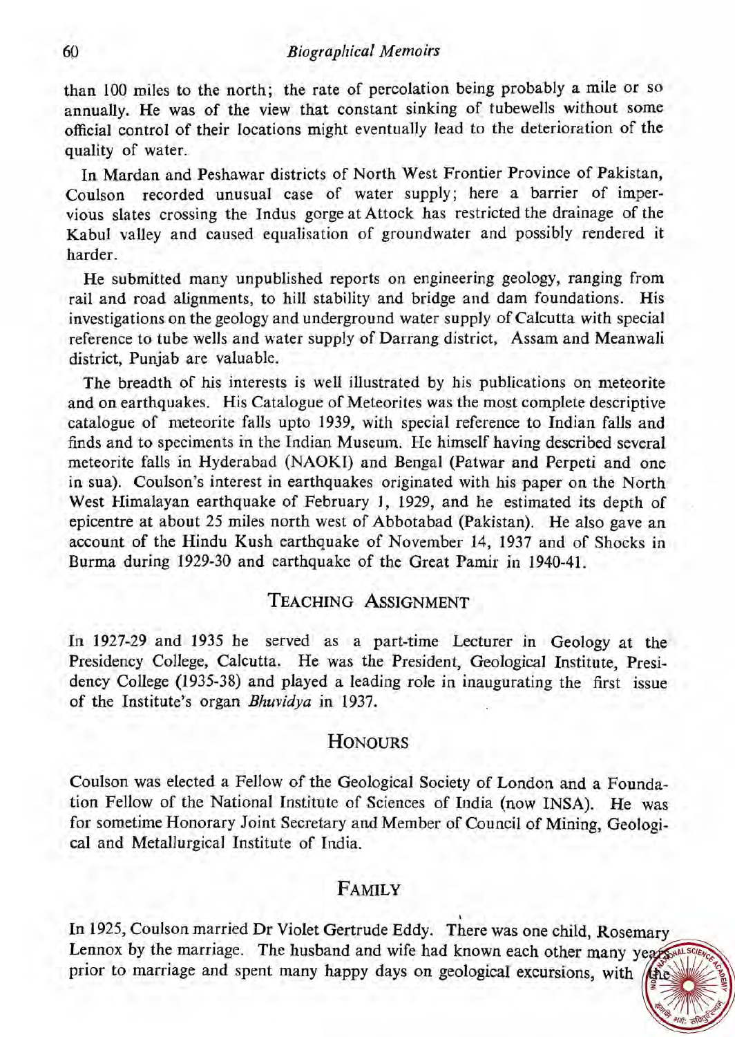than 100 miles to the north; the rate of percolation being probably a mile or so annually. He was of the view that constant sinking of tubewells without some official control of their locations might eventually lead to the deterioration of the quality of water.

In Mardan and Peshawar districts of North West Frontier Province of Pakistan, Coulson recorded unusual case of water supply; here a barrier of impervious slates crossing the Indus gorge at Attock has restricted the drainage of the Kabul valley and caused equalisation of groundwater and possibly rendered it harder.

He submitted many unpublished reports on engineering geology, ranging from rail and road alignments, to hill stability and bridge and dam foundations. His investigations on the geology and underground water supply of Calcutta with special reference to tube wells and water supply of Darrang district, Assam and Meanwali district, Punjab are valuable.

The breadth of his interests is well illustrated by his publications on meteorite and on earthquakes. His Catalogue of Meteorites was the most complete descriptive catalogue of meteorite falls upto 1939, with special reference to Indian falls and finds and to speciments in the Indian Museum. He himself having described several meteorite falls in Hyderabad (NAOKI) and Bengal (Patwar and Perpeti and one in sua). Coulson's interest in earthquakes originated with his paper on the North West Himalayan earthquake of February 1, 1929, and he estimated its depth of epicentre at about 25 miles north west of Abbotabad (Pakistan). He also gave an account of the Hindu Kush earthquake of November 14, 1937 and of Shocks in Burma during 1929-30 and earthquake of the Great Pamir in 1940-41.

## Teaching Assignment

In 1927-29 and 1935 he served as a part-time Lecturer in Geology at the Presidency College, Calcutta. He was the President, Geological Institute, Presidency College (1935-38) and played a leading role in inaugurating the first issue of the Institute's organ *Bhuvidya* in 1937.

## Honours

Coulson was elected a Fellow of the Geological Society of London and a Foundation Fellow of the National Institute of Sciences of India (now INSA). He was for sometime Honorary Joint Secretary and Member of Council of Mining, Geological and Metallurgical Institute of India.

## Family

In 1925, Coulson married Dr Violet Gertrude Eddy. There was one child, Rosemary Lennox by the marriage. The husband and wife had known each other many years prior to marriage and spent many happy days on geological excursions, with the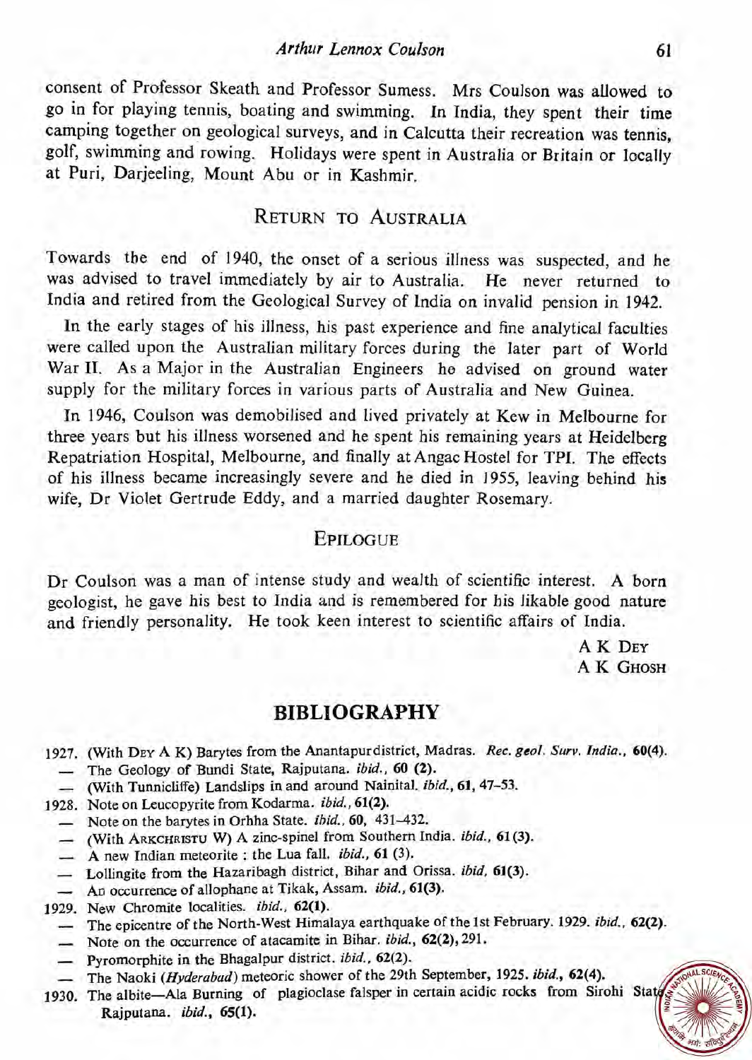consent of Professor Skeath and Professor Sumess. Mrs Coulson was allowed to go in for playing tennis, boating and swimming. In India, they spent their time camping together on geological surveys, and in Calcutta their recreation was tennis, golf, swimming and rowing. Holidays were spent in Australia or Britain or locally at Puri, Darjeeling, Mount Abu or in Kashmir.

## Return to Australia

Towards the end of 1940, the onset of a serious illness was suspected, and he was advised to travel immediately by air to Australia. He never returned to India and retired from the Geological Survey of India on invalid pension in 1942.

In the early stages of his illness, his past experience and fine analytical faculties were called upon the Australian military forces during the later part of World War II. As a Major in the Australian Engineers he advised on ground water supply for the military forces in various parts of Australia and New Guinea.

In 1946, Coulson was demobilised and lived privately at Kew in Melbourne for three years but his illness worsened and he spent his remaining years at Heidelberg Repatriation Hospital, Melbourne, and finally at Angac Hostel for TPI. The effects of his illness became increasingly severe and he died in 1955, leaving behind his wife, Dr Violet Gertrude Eddy, and a married daughter Rosemary.

## Epilogue

Dr Coulson was a man of intense study and wealth of scientific interest. A born geologist, he gave his best to India and is remembered for his likable good nature and friendly personality. He took keen interest to scientific affairs of India.

A K Dey
A K Ghosh

# BIBLIOGRAPHY

1927. (With Dey A K) Barytes from the Anantapur district, Madras. *Rec. geol. Surv. India.*, **60(4)**.
- The Geology of Bundi State, Rajputana. *ibid.*, **60 (2)**.
- (With Tunnicliffe) Landslips in and around Nainital. *ibid.*, **61**, 47–53.

1928. Note on Leucopyrite from Kodarma. *ibid.*, **61(2)**.
- Note on the barytes in Orhha State. *ibid.*, **60**, 431–432.
- (With Arkchristu W) A zinc-spinel from Southern India. *ibid.*, **61 (3)**.
- A new Indian meteorite : the Lua fall. *ibid.*, **61** (3).
- Lollingite from the Hazaribagh district, Bihar and Orissa. *ibid*, **61(3)**.
- An occurrence of allophane at Tikak, Assam. *ibid.*, **61(3)**.

1929. New Chromite localities. *ibid.*, **62(1)**.
- The epicentre of the North-West Himalaya earthquake of the 1st February. 1929. *ibid.*, **62(2)**.
- Note on the occurrence of atacamite in Bihar. *ibid.*, **62(2)**, 291.
- Pyromorphite in the Bhagalpur district. *ibid.*, **62(2)**.
- The Naoki (*Hyderabad*) meteoric shower of the 29th September, 1925. *ibid.*, **62(4)**.

1930. The albite—Ala Burning of plagioclase falsper in certain acidic rocks from Sirohi State Rajputana. *ibid.*, **65(1)**.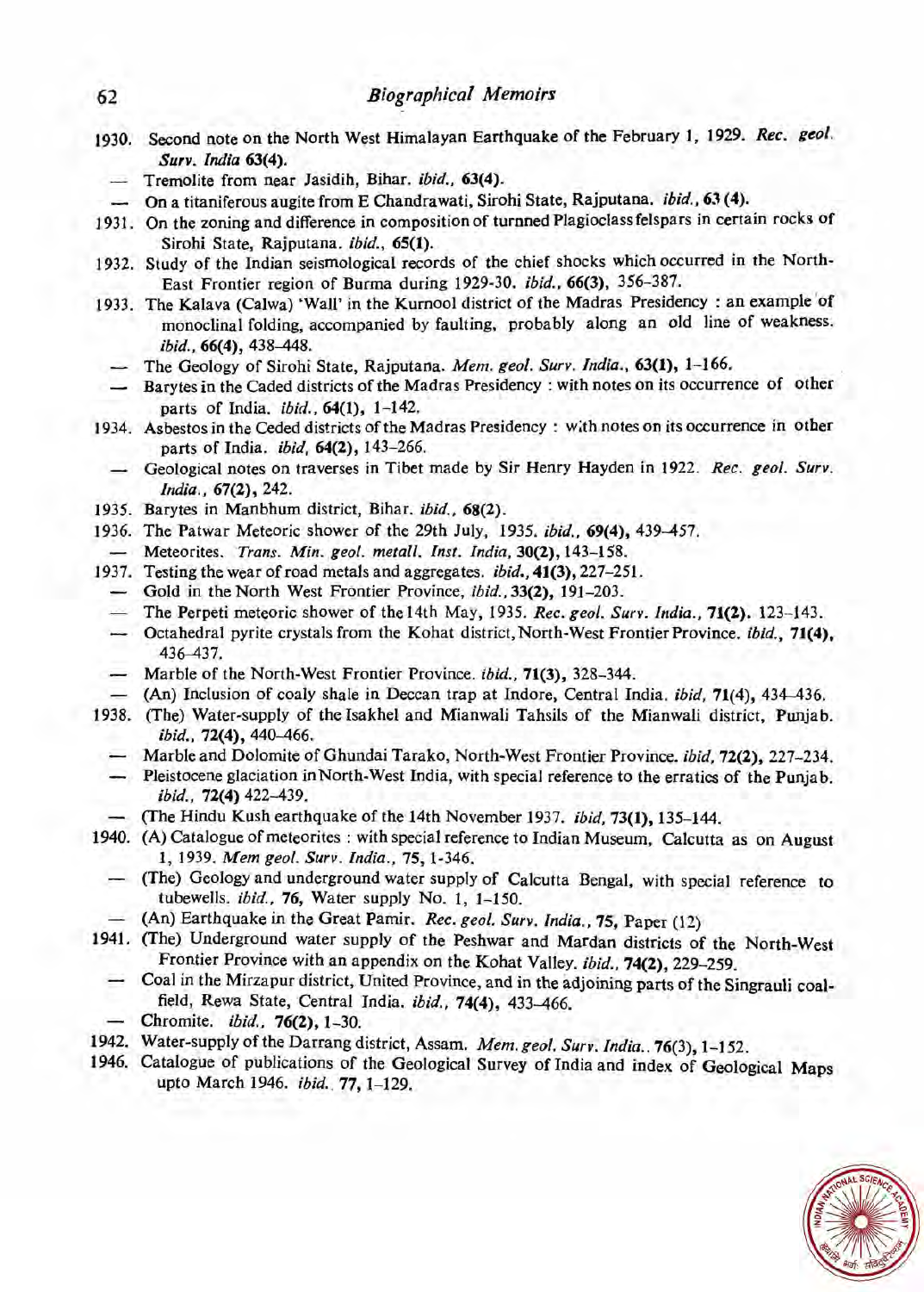1930. Second note on the North West Himalayan Earthquake of the February 1, 1929. *Rec. geol. Surv. India* **63(4).**

— Tremolite from near Jasidih, Bihar. *ibid.*, **63(4).**

— On a titaniferous augite from E Chandrawati, Sirohi State, Rajputana. *ibid.*, **63 (4).**

1931. On the zoning and difference in composition of turnned Plagioclass felspars in certain rocks of Sirohi State, Rajputana. *ibid.*, **65(1).**

1932. Study of the Indian seismological records of the chief shocks which occurred in the North-East Frontier region of Burma during 1929-30. *ibid.*, **66(3),** 356–387.

1933. The Kalava (Calwa) 'Wall' in the Kurnool district of the Madras Presidency : an example of monoclinal folding, accompanied by faulting, probably along an old line of weakness. *ibid.*, **66(4),** 438–448.

— The Geology of Sirohi State, Rajputana. *Mem. geol. Surv. India.*, **63(1),** 1–166.

— Barytes in the Caded districts of the Madras Presidency : with notes on its occurrence of other parts of India. *ibid.*, **64(1),** 1–142.

1934. Asbestos in the Ceded districts of the Madras Presidency : with notes on its occurrence in other parts of India. *ibid*, **64(2),** 143–266.

— Geological notes on traverses in Tibet made by Sir Henry Hayden in 1922. *Rec. geol. Surv. India.*, **67(2),** 242.

1935. Barytes in Manbhum district, Bihar. *ibid.*, **68(2).**

1936. The Patwar Meteoric shower of the 29th July, 1935. *ibid.*, **69(4),** 439–457.

— Meteorites. *Trans. Min. geol. metall. Inst. India*, **30(2),** 143–158.

1937. Testing the wear of road metals and aggregates. *ibid.*, **41(3),** 227–251.

— Gold in the North West Frontier Province, *ibid.*, **33(2),** 191–203.

— The Perpeti meteoric shower of the 14th May, 1935. *Rec. geol. Surv. India.*, **71(2).** 123–143.

— Octahedral pyrite crystals from the Kohat district, North-West Frontier Province. *ibid.*, **71(4),** 436–437.

— Marble of the North-West Frontier Province. *ibid.*, **71(3),** 328–344.

— (An) Inclusion of coaly shale in Deccan trap at Indore, Central India. *ibid*, **71(4),** 434–436.

1938. (The) Water-supply of the Isakhel and Mianwali Tahsils of the Mianwali district, Punjab. *ibid.*, **72(4),** 440–466.

— Marble and Dolomite of Ghundai Tarako, North-West Frontier Province. *ibid*, **72(2),** 227–234.

— Pleistocene glaciation in North-West India, with special reference to the erratics of the Punjab. *ibid.*, **72(4)** 422–439.

— (The Hindu Kush earthquake of the 14th November 1937. *ibid*, **73(1),** 135–144.

1940. (A) Catalogue of meteorites : with special reference to Indian Museum, Calcutta as on August 1, 1939. *Mem geol. Surv. India.*, **75,** 1-346.

— (The) Geology and underground water supply of Calcutta Bengal, with special reference to tubewells. *ibid.*, **76,** Water supply No. 1, 1–150.

— (An) Earthquake in the Great Pamir. *Rec. geol. Surv. India.*, **75,** Paper (12)

1941. (The) Underground water supply of the Peshwar and Mardan districts of the North-West Frontier Province with an appendix on the Kohat Valley. *ibid.*, **74(2),** 229–259.

— Coal in the Mirzapur district, United Province, and in the adjoining parts of the Singrauli coal-field, Rewa State, Central India. *ibid.*, **74(4),** 433–466.

— Chromite. *ibid.*, **76(2),** 1–30.

1942. Water-supply of the Darrang district, Assam. *Mem. geol. Surv. India.*. **76**(3), 1–152.

1946. Catalogue of publications of the Geological Survey of India and index of Geological Maps upto March 1946. *ibid.* **77,** 1–129.